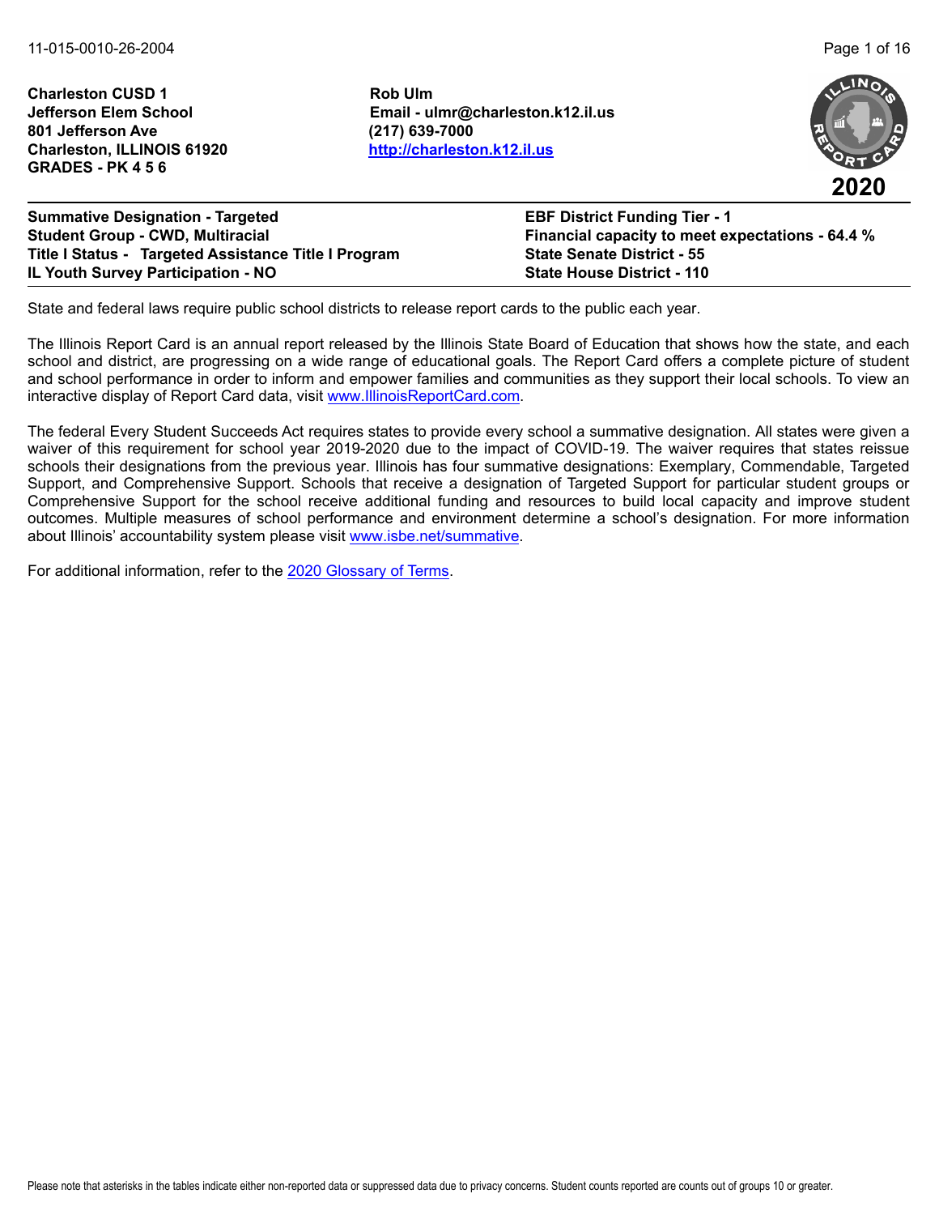11-015-0010-26-2004

**Charleston CUSD 1**
**Jefferson Elem School**
**801 Jefferson Ave**
**Charleston, ILLINOIS 61920**
**GRADES - PK 4 5 6**

**Rob Ulm**
**Email - ulmr@charleston.k12.il.us**
**(217) 639-7000**
**[http://charleston.k12.il.us](http://charleston.k12.il.us)**

**2020**

**Summative Designation - Targeted**
**Student Group - CWD, Multiracial**
**Title I Status - Targeted Assistance Title I Program**
**IL Youth Survey Participation - NO**

**EBF District Funding Tier - 1**
**Financial capacity to meet expectations - 64.4 %**
**State Senate District - 55**
**State House District - 110**

State and federal laws require public school districts to release report cards to the public each year.

The Illinois Report Card is an annual report released by the Illinois State Board of Education that shows how the state, and each school and district, are progressing on a wide range of educational goals. The Report Card offers a complete picture of student and school performance in order to inform and empower families and communities as they support their local schools. To view an interactive display of Report Card data, visit [www.IllinoisReportCard.com](http://www.IllinoisReportCard.com).

The federal Every Student Succeeds Act requires states to provide every school a summative designation. All states were given a waiver of this requirement for school year 2019-2020 due to the impact of COVID-19. The waiver requires that states reissue schools their designations from the previous year. Illinois has four summative designations: Exemplary, Commendable, Targeted Support, and Comprehensive Support. Schools that receive a designation of Targeted Support for particular student groups or Comprehensive Support for the school receive additional funding and resources to build local capacity and improve student outcomes. Multiple measures of school performance and environment determine a school's designation. For more information about Illinois' accountability system please visit [www.isbe.net/summative](http://www.isbe.net/summative).

For additional information, refer to the 2020 Glossary of Terms.

Please note that asterisks in the tables indicate either non-reported data or suppressed data due to privacy concerns. Student counts reported are counts out of groups 10 or greater.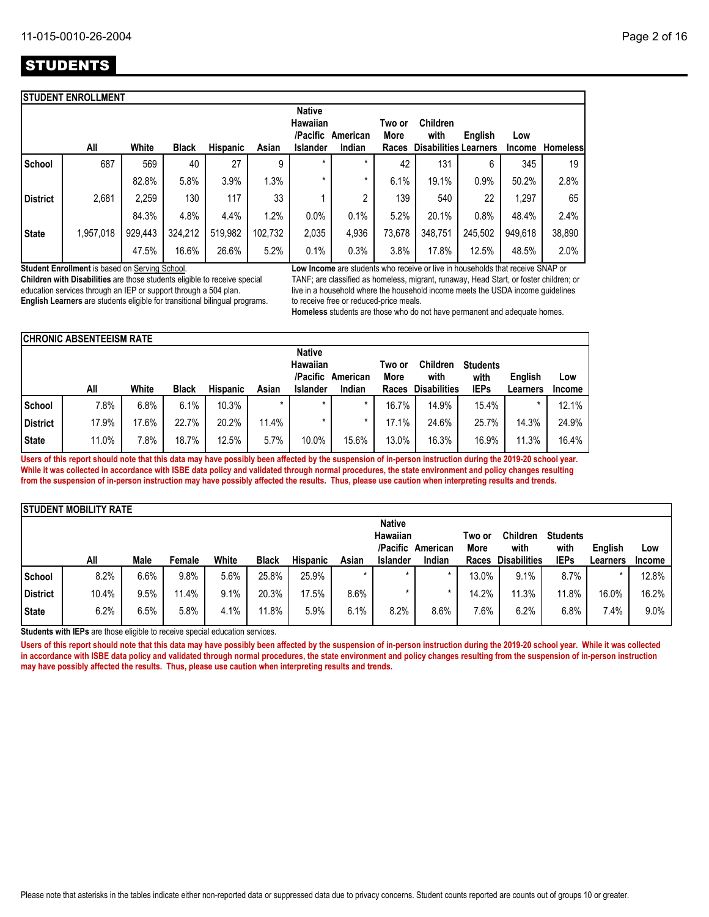# STUDENTS

## STUDENT ENROLLMENT

| | All | White | Black | Hispanic | Asian | Native Hawaiian /Pacific Islander | American Indian | Two or More Races | Children with Disabilities | English Learners | Low Income | Homeless |
|---|---|---|---|---|---|---|---|---|---|---|---|---|
| School | 687 | 569 | 40 | 27 | 9 | * | * | 42 | 131 | 6 | 345 | 19 |
| | | 82.8% | 5.8% | 3.9% | 1.3% | * | * | 6.1% | 19.1% | 0.9% | 50.2% | 2.8% |
| District | 2,681 | 2,259 | 130 | 117 | 33 | 1 | 2 | 139 | 540 | 22 | 1,297 | 65 |
| | | 84.3% | 4.8% | 4.4% | 1.2% | 0.0% | 0.1% | 5.2% | 20.1% | 0.8% | 48.4% | 2.4% |
| State | 1,957,018 | 929,443 | 324,212 | 519,982 | 102,732 | 2,035 | 4,936 | 73,678 | 348,751 | 245,502 | 949,618 | 38,890 |
| | | 47.5% | 16.6% | 26.6% | 5.2% | 0.1% | 0.3% | 3.8% | 17.8% | 12.5% | 48.5% | 2.0% |

**Student Enrollment** is based on Serving School.

**Children with Disabilities** are those students eligible to receive special education services through an IEP or support through a 504 plan.

**English Learners** are students eligible for transitional bilingual programs.

**Low Income** are students who receive or live in households that receive SNAP or TANF; are classified as homeless, migrant, runaway, Head Start, or foster children; or live in a household where the household income meets the USDA income guidelines to receive free or reduced-price meals.

**Homeless** students are those who do not have permanent and adequate homes.

## CHRONIC ABSENTEEISM RATE

| | All | White | Black | Hispanic | Asian | Native Hawaiian /Pacific Islander | American Indian | Two or More Races | Children with Disabilities | Students with IEPs | English Learners | Low Income |
|---|---|---|---|---|---|---|---|---|---|---|---|---|
| School | 7.8% | 6.8% | 6.1% | 10.3% | * | * | * | 16.7% | 14.9% | 15.4% | * | 12.1% |
| District | 17.9% | 17.6% | 22.7% | 20.2% | 11.4% | * | * | 17.1% | 24.6% | 25.7% | 14.3% | 24.9% |
| State | 11.0% | 7.8% | 18.7% | 12.5% | 5.7% | 10.0% | 15.6% | 13.0% | 16.3% | 16.9% | 11.3% | 16.4% |

**Users of this report should note that this data may have possibly been affected by the suspension of in-person instruction during the 2019-20 school year. While it was collected in accordance with ISBE data policy and validated through normal procedures, the state environment and policy changes resulting from the suspension of in-person instruction may have possibly affected the results. Thus, please use caution when interpreting results and trends.**

## STUDENT MOBILITY RATE

| | All | Male | Female | White | Black | Hispanic | Asian | Native Hawaiian /Pacific Islander | American Indian | Two or More Races | Children with Disabilities | Students with IEPs | English Learners | Low Income |
|---|---|---|---|---|---|---|---|---|---|---|---|---|---|---|
| School | 8.2% | 6.6% | 9.8% | 5.6% | 25.8% | 25.9% | * | * | * | 13.0% | 9.1% | 8.7% | * | 12.8% |
| District | 10.4% | 9.5% | 11.4% | 9.1% | 20.3% | 17.5% | 8.6% | * | * | 14.2% | 11.3% | 11.8% | 16.0% | 16.2% |
| State | 6.2% | 6.5% | 5.8% | 4.1% | 11.8% | 5.9% | 6.1% | 8.2% | 8.6% | 7.6% | 6.2% | 6.8% | 7.4% | 9.0% |

**Students with IEPs** are those eligible to receive special education services.

**Users of this report should note that this data may have possibly been affected by the suspension of in-person instruction during the 2019-20 school year. While it was collected in accordance with ISBE data policy and validated through normal procedures, the state environment and policy changes resulting from the suspension of in-person instruction may have possibly affected the results. Thus, please use caution when interpreting results and trends.**

Please note that asterisks in the tables indicate either non-reported data or suppressed data due to privacy concerns. Student counts reported are counts out of groups 10 or greater.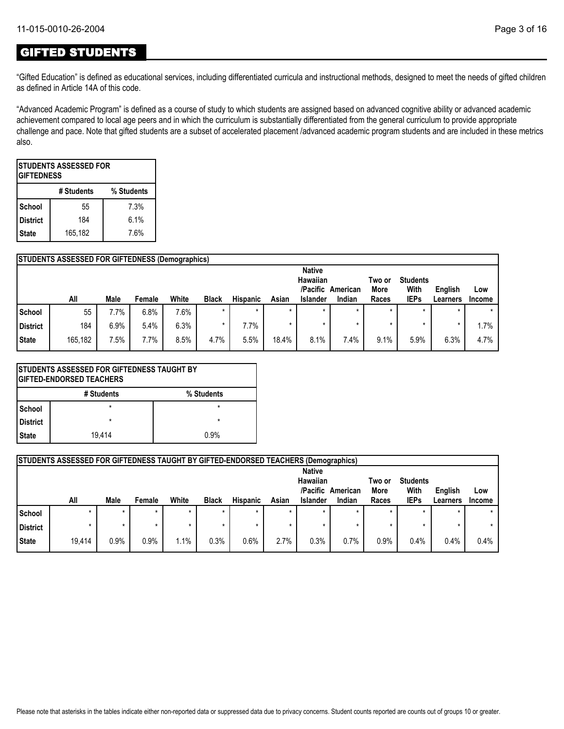# GIFTED STUDENTS

"Gifted Education" is defined as educational services, including differentiated curricula and instructional methods, designed to meet the needs of gifted children as defined in Article 14A of this code.

"Advanced Academic Program" is defined as a course of study to which students are assigned based on advanced cognitive ability or advanced academic achievement compared to local age peers and in which the curriculum is substantially differentiated from the general curriculum to provide appropriate challenge and pace. Note that gifted students are a subset of accelerated placement /advanced academic program students and are included in these metrics also.

| STUDENTS ASSESSED FOR GIFTEDNESS | | |
|---|---|---|
| | # Students | % Students |
| School | 55 | 7.3% |
| District | 184 | 6.1% |
| State | 165,182 | 7.6% |

| STUDENTS ASSESSED FOR GIFTEDNESS (Demographics) | | | | | | | | | | | | | |
|---|---|---|---|---|---|---|---|---|---|---|---|---|---|
| | All | Male | Female | White | Black | Hispanic | Asian | Native Hawaiian /Pacific Islander | American Indian | Two or More Races | Students With IEPs | English Learners | Low Income |
| School | 55 | 7.7% | 6.8% | 7.6% | * | * | * | * | * | * | * | * | * |
| District | 184 | 6.9% | 5.4% | 6.3% | * | 7.7% | * | * | * | * | * | * | 1.7% |
| State | 165,182 | 7.5% | 7.7% | 8.5% | 4.7% | 5.5% | 18.4% | 8.1% | 7.4% | 9.1% | 5.9% | 6.3% | 4.7% |

| STUDENTS ASSESSED FOR GIFTEDNESS TAUGHT BY GIFTED-ENDORSED TEACHERS | | |
|---|---|---|
| | # Students | % Students |
| School | * | * |
| District | * | * |
| State | 19,414 | 0.9% |

| STUDENTS ASSESSED FOR GIFTEDNESS TAUGHT BY GIFTED-ENDORSED TEACHERS (Demographics) | | | | | | | | | | | | | |
|---|---|---|---|---|---|---|---|---|---|---|---|---|---|
| | All | Male | Female | White | Black | Hispanic | Asian | Native Hawaiian /Pacific Islander | American Indian | Two or More Races | Students With IEPs | English Learners | Low Income |
| School | * | * | * | * | * | * | * | * | * | * | * | * | * |
| District | * | * | * | * | * | * | * | * | * | * | * | * | * |
| State | 19,414 | 0.9% | 0.9% | 1.1% | 0.3% | 0.6% | 2.7% | 0.3% | 0.7% | 0.9% | 0.4% | 0.4% | 0.4% |

Please note that asterisks in the tables indicate either non-reported data or suppressed data due to privacy concerns. Student counts reported are counts out of groups 10 or greater.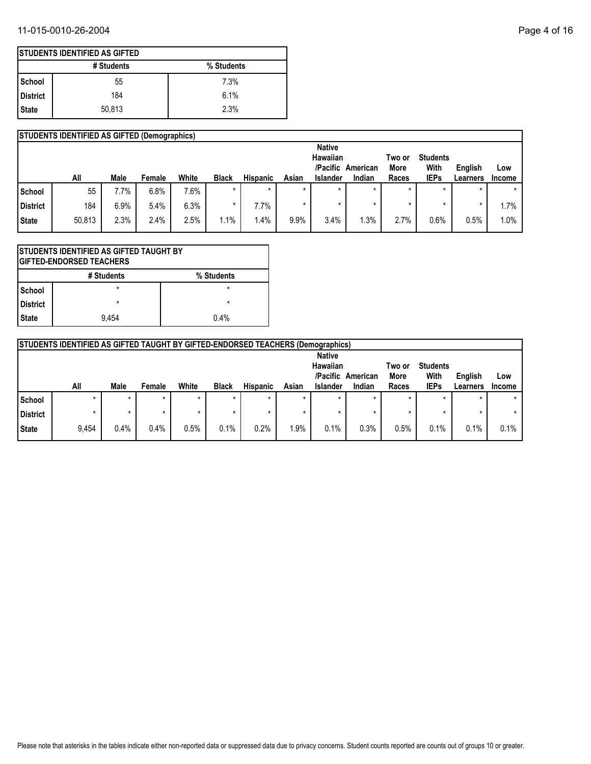## STUDENTS IDENTIFIED AS GIFTED

| | # Students | % Students |
|---|---|---|
| School | 55 | 7.3% |
| District | 184 | 6.1% |
| State | 50,813 | 2.3% |

## STUDENTS IDENTIFIED AS GIFTED (Demographics)

| | All | Male | Female | White | Black | Hispanic | Asian | Native Hawaiian /Pacific Islander | American Indian | Two or More Races | Students With IEPs | English Learners | Low Income |
|---|---|---|---|---|---|---|---|---|---|---|---|---|---|
| School | 55 | 7.7% | 6.8% | 7.6% | * | * | * | * | * | * | * | * | * |
| District | 184 | 6.9% | 5.4% | 6.3% | * | 7.7% | * | * | * | * | * | * | 1.7% |
| State | 50,813 | 2.3% | 2.4% | 2.5% | 1.1% | 1.4% | 9.9% | 3.4% | 1.3% | 2.7% | 0.6% | 0.5% | 1.0% |

## STUDENTS IDENTIFIED AS GIFTED TAUGHT BY GIFTED-ENDORSED TEACHERS

| | # Students | % Students |
|---|---|---|
| School | * | * |
| District | * | * |
| State | 9,454 | 0.4% |

## STUDENTS IDENTIFIED AS GIFTED TAUGHT BY GIFTED-ENDORSED TEACHERS (Demographics)

| | All | Male | Female | White | Black | Hispanic | Asian | Native Hawaiian /Pacific Islander | American Indian | Two or More Races | Students With IEPs | English Learners | Low Income |
|---|---|---|---|---|---|---|---|---|---|---|---|---|---|
| School | * | * | * | * | * | * | * | * | * | * | * | * | * |
| District | * | * | * | * | * | * | * | * | * | * | * | * | * |
| State | 9,454 | 0.4% | 0.4% | 0.5% | 0.1% | 0.2% | 1.9% | 0.1% | 0.3% | 0.5% | 0.1% | 0.1% | 0.1% |

Please note that asterisks in the tables indicate either non-reported data or suppressed data due to privacy concerns. Student counts reported are counts out of groups 10 or greater.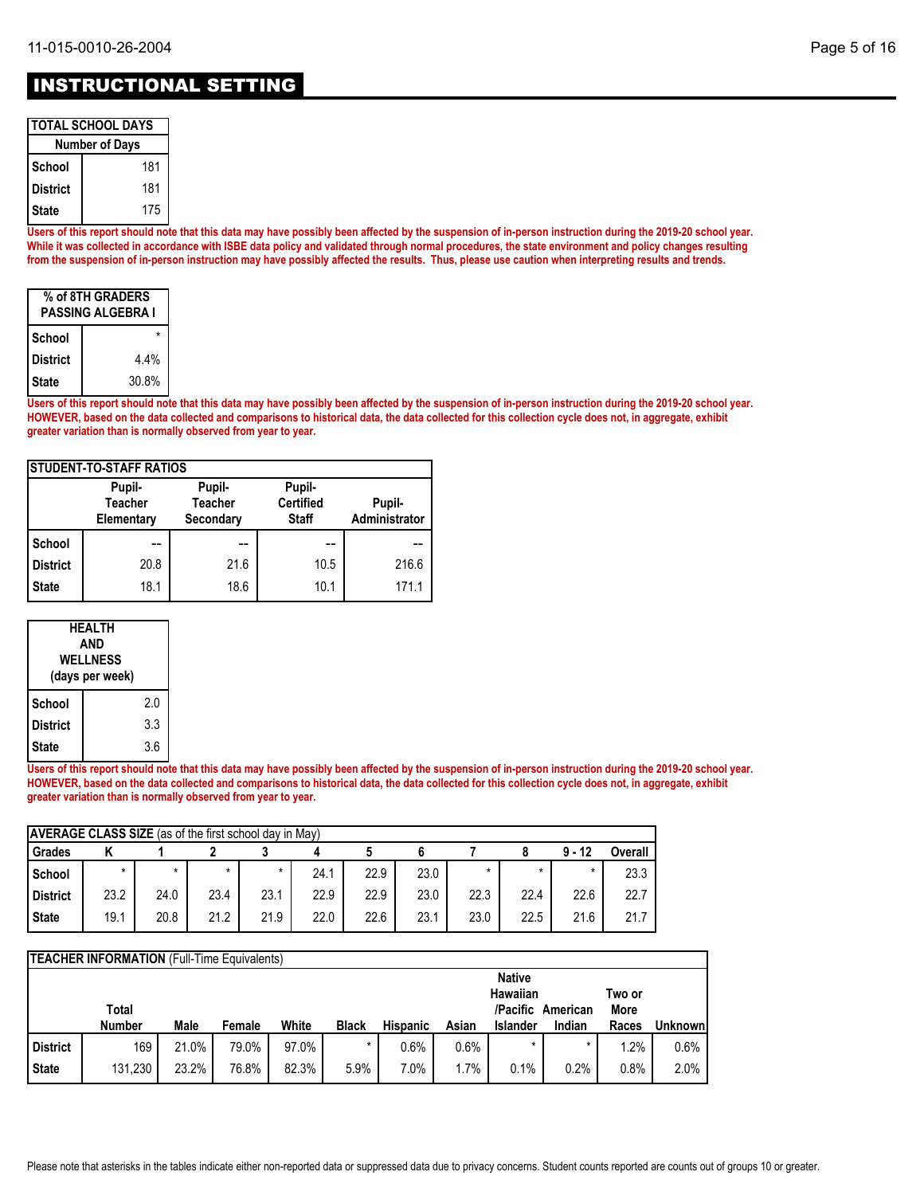# INSTRUCTIONAL SETTING

| TOTAL SCHOOL DAYS | |
|---|---|
| Number of Days | |
| School | 181 |
| District | 181 |
| State | 175 |

**Users of this report should note that this data may have possibly been affected by the suspension of in-person instruction during the 2019-20 school year. While it was collected in accordance with ISBE data policy and validated through normal procedures, the state environment and policy changes resulting from the suspension of in-person instruction may have possibly affected the results. Thus, please use caution when interpreting results and trends.**

| % OF 8TH GRADERS PASSING ALGEBRA I | |
|---|---|
| School | * |
| District | 4.4% |
| State | 30.8% |

**Users of this report should note that this data may have possibly been affected by the suspension of in-person instruction during the 2019-20 school year. HOWEVER, based on the data collected and comparisons to historical data, the data collected for this collection cycle does not, in aggregate, exhibit greater variation than is normally observed from year to year.**

| STUDENT-TO-STAFF RATIOS | Pupil-Teacher Elementary | Pupil-Teacher Secondary | Pupil-Certified Staff | Pupil-Administrator |
|---|---|---|---|---|
| School | -- | -- | -- | -- |
| District | 20.8 | 21.6 | 10.5 | 216.6 |
| State | 18.1 | 18.6 | 10.1 | 171.1 |

| HEALTH AND WELLNESS (days per week) | |
|---|---|
| School | 2.0 |
| District | 3.3 |
| State | 3.6 |

**Users of this report should note that this data may have possibly been affected by the suspension of in-person instruction during the 2019-20 school year. HOWEVER, based on the data collected and comparisons to historical data, the data collected for this collection cycle does not, in aggregate, exhibit greater variation than is normally observed from year to year.**

**AVERAGE CLASS SIZE** (as of the first school day in May)

| Grades | K | 1 | 2 | 3 | 4 | 5 | 6 | 7 | 8 | 9 - 12 | Overall |
|---|---|---|---|---|---|---|---|---|---|---|---|
| School | * | * | * | * | 24.1 | 22.9 | 23.0 | * | * | * | 23.3 |
| District | 23.2 | 24.0 | 23.4 | 23.1 | 22.9 | 22.9 | 23.0 | 22.3 | 22.4 | 22.6 | 22.7 |
| State | 19.1 | 20.8 | 21.2 | 21.9 | 22.0 | 22.6 | 23.1 | 23.0 | 22.5 | 21.6 | 21.7 |

**TEACHER INFORMATION** (Full-Time Equivalents)

| | Total Number | Male | Female | White | Black | Hispanic | Asian | Native Hawaiian /Pacific Islander | American Indian | Two or More Races | Unknown |
|---|---|---|---|---|---|---|---|---|---|---|---|
| District | 169 | 21.0% | 79.0% | 97.0% | * | 0.6% | 0.6% | * | * | 1.2% | 0.6% |
| State | 131,230 | 23.2% | 76.8% | 82.3% | 5.9% | 7.0% | 1.7% | 0.1% | 0.2% | 0.8% | 2.0% |

Please note that asterisks in the tables indicate either non-reported data or suppressed data due to privacy concerns. Student counts reported are counts out of groups 10 or greater.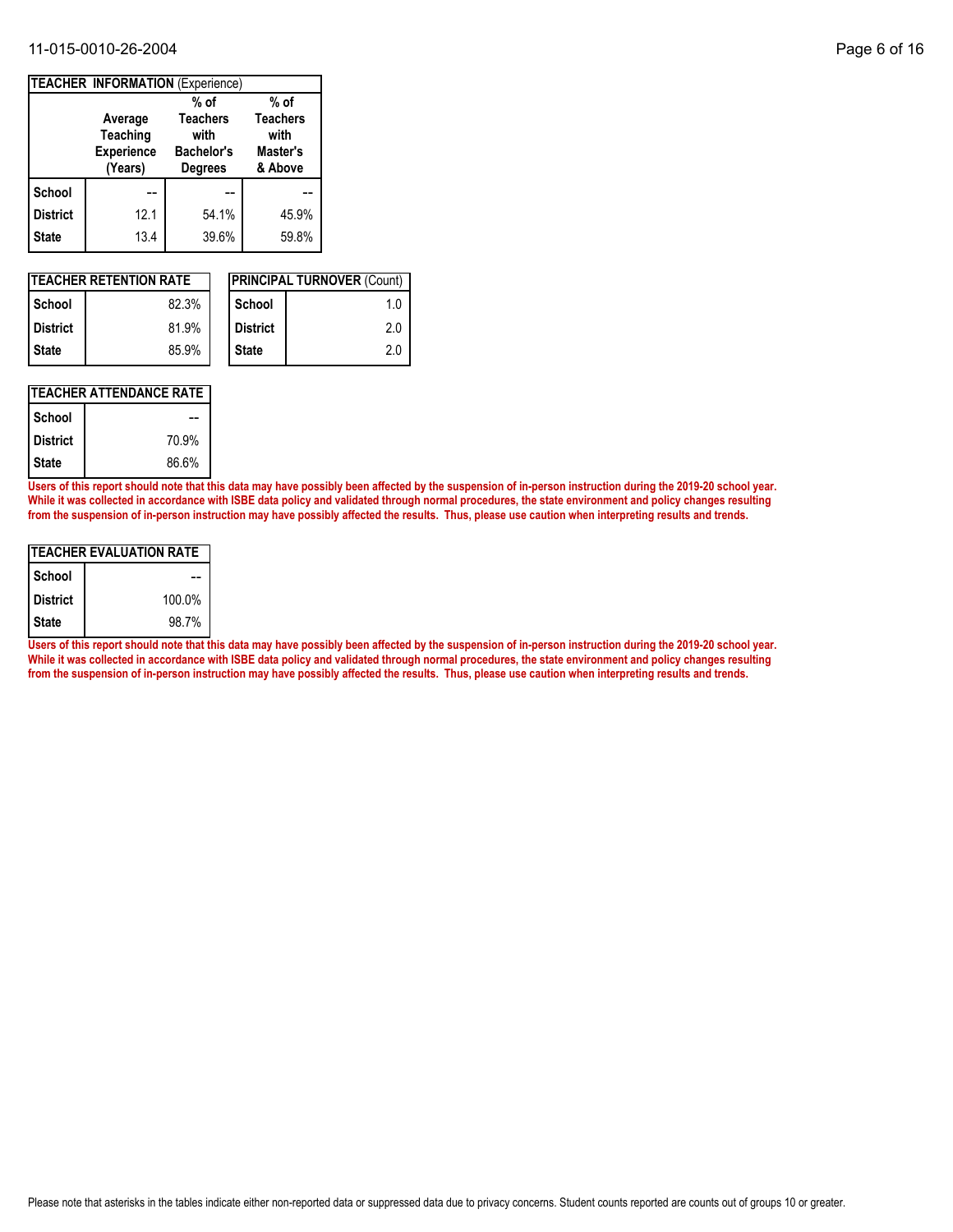**TEACHER INFORMATION** (Experience)

| | Average Teaching Experience (Years) | % of Teachers with Bachelor's Degrees | % of Teachers with Master's & Above |
|---|---|---|---|
| **School** | -- | -- | -- |
| **District** | 12.1 | 54.1% | 45.9% |
| **State** | 13.4 | 39.6% | 59.8% |

| **TEACHER RETENTION RATE** | |
|---|---|
| **School** | 82.3% |
| **District** | 81.9% |
| **State** | 85.9% |

| **PRINCIPAL TURNOVER** (Count) | |
|---|---|
| **School** | 1.0 |
| **District** | 2.0 |
| **State** | 2.0 |

| **TEACHER ATTENDANCE RATE** | |
|---|---|
| **School** | -- |
| **District** | 70.9% |
| **State** | 86.6% |

**Users of this report should note that this data may have possibly been affected by the suspension of in-person instruction during the 2019-20 school year. While it was collected in accordance with ISBE data policy and validated through normal procedures, the state environment and policy changes resulting from the suspension of in-person instruction may have possibly affected the results. Thus, please use caution when interpreting results and trends.**

| **TEACHER EVALUATION RATE** | |
|---|---|
| **School** | -- |
| **District** | 100.0% |
| **State** | 98.7% |

**Users of this report should note that this data may have possibly been affected by the suspension of in-person instruction during the 2019-20 school year. While it was collected in accordance with ISBE data policy and validated through normal procedures, the state environment and policy changes resulting from the suspension of in-person instruction may have possibly affected the results. Thus, please use caution when interpreting results and trends.**

Please note that asterisks in the tables indicate either non-reported data or suppressed data due to privacy concerns. Student counts reported are counts out of groups 10 or greater.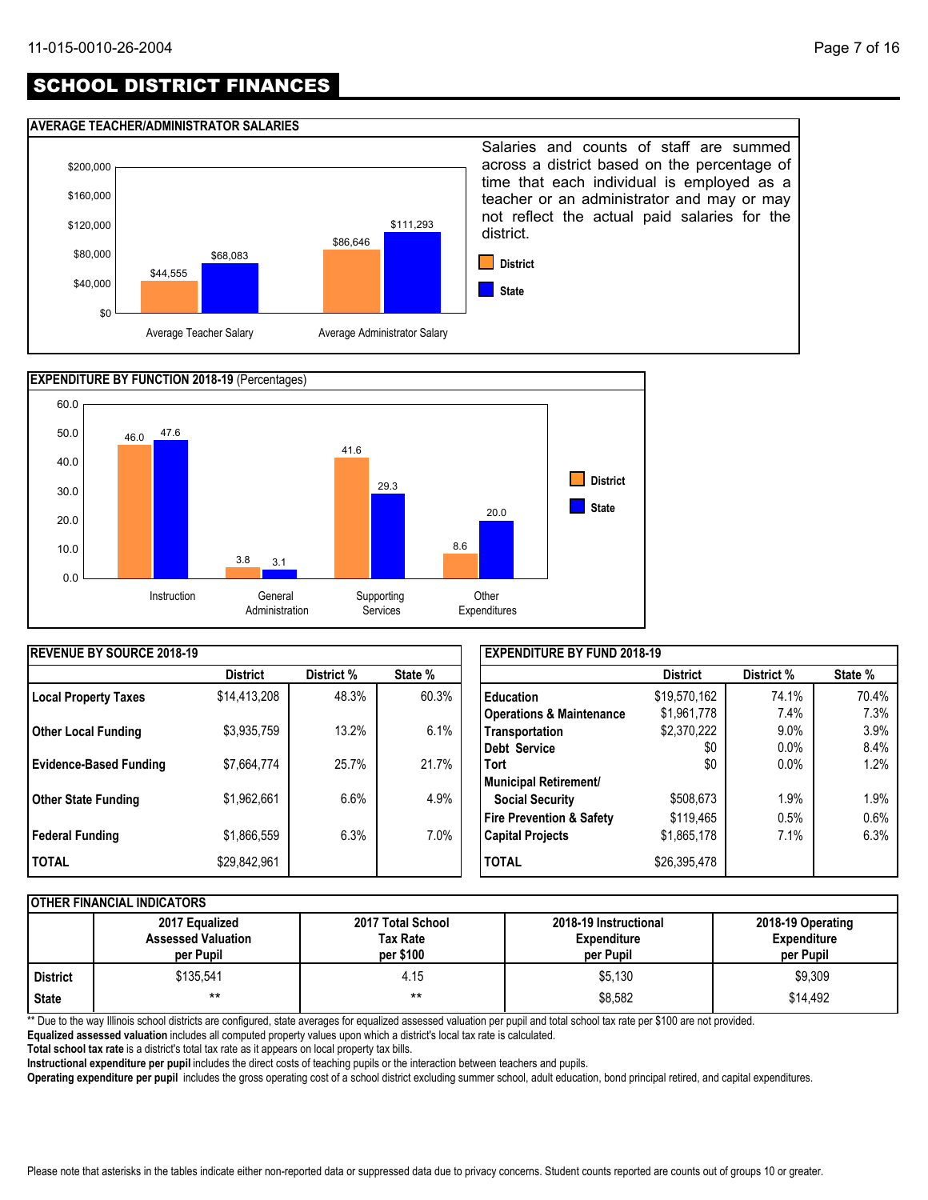# SCHOOL DISTRICT FINANCES

## AVERAGE TEACHER/ADMINISTRATOR SALARIES

| | District | State |
|---|---|---|
| Average Teacher Salary | $44,555 | $68,083 |
| Average Administrator Salary | $86,646 | $111,293 |

Salaries and counts of staff are summed across a district based on the percentage of time that each individual is employed as a teacher or an administrator and may or may not reflect the actual paid salaries for the district.

## EXPENDITURE BY FUNCTION 2018-19 (Percentages)

| | District | State |
|---|---|---|
| Instruction | 46.0 | 47.6 |
| General Administration | 3.8 | 3.1 |
| Supporting Services | 41.6 | 29.3 |
| Other Expenditures | 8.6 | 20.0 |

## REVENUE BY SOURCE 2018-19

| | District | District % | State % |
|---|---|---|---|
| **Local Property Taxes** | $14,413,208 | 48.3% | 60.3% |
| **Other Local Funding** | $3,935,759 | 13.2% | 6.1% |
| **Evidence-Based Funding** | $7,664,774 | 25.7% | 21.7% |
| **Other State Funding** | $1,962,661 | 6.6% | 4.9% |
| **Federal Funding** | $1,866,559 | 6.3% | 7.0% |
| **TOTAL** | $29,842,961 | | |

## EXPENDITURE BY FUND 2018-19

| | District | District % | State % |
|---|---|---|---|
| **Education** | $19,570,162 | 74.1% | 70.4% |
| **Operations & Maintenance** | $1,961,778 | 7.4% | 7.3% |
| **Transportation** | $2,370,222 | 9.0% | 3.9% |
| **Debt Service** | $0 | 0.0% | 8.4% |
| **Tort** | $0 | 0.0% | 1.2% |
| **Municipal Retirement/ Social Security** | $508,673 | 1.9% | 1.9% |
| **Fire Prevention & Safety** | $119,465 | 0.5% | 0.6% |
| **Capital Projects** | $1,865,178 | 7.1% | 6.3% |
| **TOTAL** | $26,395,478 | | |

## OTHER FINANCIAL INDICATORS

| | 2017 Equalized Assessed Valuation per Pupil | 2017 Total School Tax Rate per $100 | 2018-19 Instructional Expenditure per Pupil | 2018-19 Operating Expenditure per Pupil |
|---|---|---|---|---|
| **District** | $135,541 | 4.15 | $5,130 | $9,309 |
| **State** | ** | ** | $8,582 | $14,492 |

** Due to the way Illinois school districts are configured, state averages for equalized assessed valuation per pupil and total school tax rate per $100 are not provided.

**Equalized assessed valuation** includes all computed property values upon which a district's local tax rate is calculated.

**Total school tax rate** is a district's total tax rate as it appears on local property tax bills.

**Instructional expenditure per pupil** includes the direct costs of teaching pupils or the interaction between teachers and pupils.

**Operating expenditure per pupil** includes the gross operating cost of a school district excluding summer school, adult education, bond principal retired, and capital expenditures.

Please note that asterisks in the tables indicate either non-reported data or suppressed data due to privacy concerns. Student counts reported are counts out of groups 10 or greater.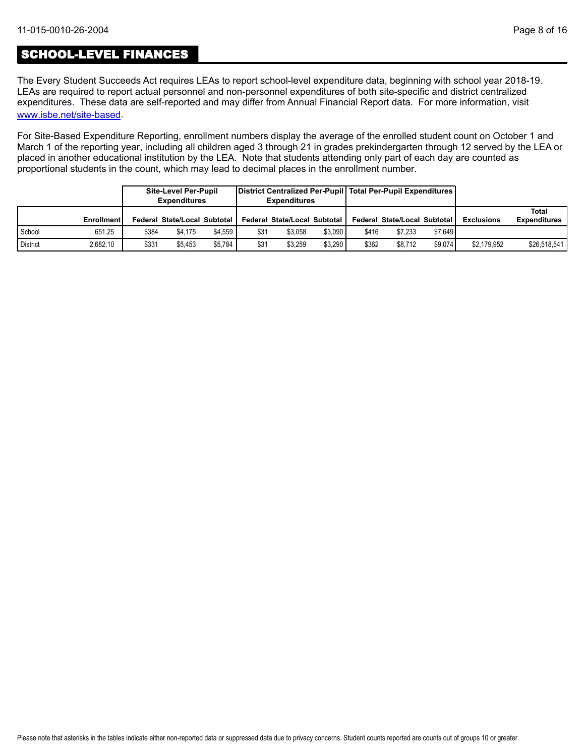## SCHOOL-LEVEL FINANCES

The Every Student Succeeds Act requires LEAs to report school-level expenditure data, beginning with school year 2018-19. LEAs are required to report actual personnel and non-personnel expenditures of both site-specific and district centralized expenditures. These data are self-reported and may differ from Annual Financial Report data. For more information, visit [www.isbe.net/site-based](www.isbe.net/site-based).

For Site-Based Expenditure Reporting, enrollment numbers display the average of the enrolled student count on October 1 and March 1 of the reporting year, including all children aged 3 through 21 in grades prekindergarten through 12 served by the LEA or placed in another educational institution by the LEA. Note that students attending only part of each day are counted as proportional students in the count, which may lead to decimal places in the enrollment number.

| | | Site-Level Per-Pupil Expenditures | | | District Centralized Per-Pupil Expenditures | | | Total Per-Pupil Expenditures | | | | |
|---|---|---|---|---|---|---|---|---|---|---|---|---|
| | Enrollment | Federal | State/Local | Subtotal | Federal | State/Local | Subtotal | Federal | State/Local | Subtotal | Exclusions | Total Expenditures |
| School | 651.25 | $384 | $4,175 | $4,559 | $31 | $3,058 | $3,090 | $416 | $7,233 | $7,649 | | |
| District | 2,682.10 | $331 | $5,453 | $5,784 | $31 | $3,259 | $3,290 | $362 | $8,712 | $9,074 | $2,179,952 | $26,518,541 |

Please note that asterisks in the tables indicate either non-reported data or suppressed data due to privacy concerns. Student counts reported are counts out of groups 10 or greater.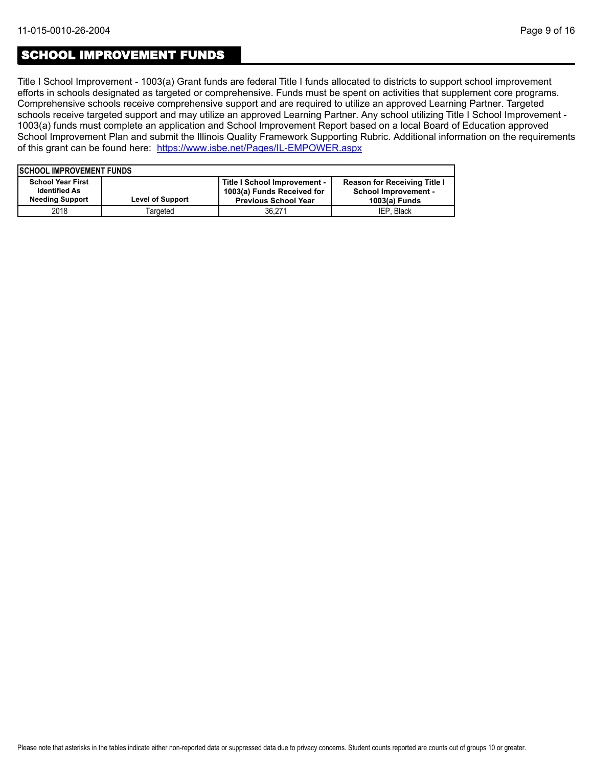## SCHOOL IMPROVEMENT FUNDS

Title I School Improvement - 1003(a) Grant funds are federal Title I funds allocated to districts to support school improvement efforts in schools designated as targeted or comprehensive. Funds must be spent on activities that supplement core programs. Comprehensive schools receive comprehensive support and are required to utilize an approved Learning Partner. Targeted schools receive targeted support and may utilize an approved Learning Partner. Any school utilizing Title I School Improvement - 1003(a) funds must complete an application and School Improvement Report based on a local Board of Education approved School Improvement Plan and submit the Illinois Quality Framework Supporting Rubric. Additional information on the requirements of this grant can be found here: [https://www.isbe.net/Pages/IL-EMPOWER.aspx](https://www.isbe.net/Pages/IL-EMPOWER.aspx)

| SCHOOL IMPROVEMENT FUNDS | | | |
|---|---|---|---|
| **School Year First Identified As Needing Support** | **Level of Support** | **Title I School Improvement - 1003(a) Funds Received for Previous School Year** | **Reason for Receiving Title I School Improvement - 1003(a) Funds** |
| 2018 | Targeted | 36,271 | IEP, Black |

Please note that asterisks in the tables indicate either non-reported data or suppressed data due to privacy concerns. Student counts reported are counts out of groups 10 or greater.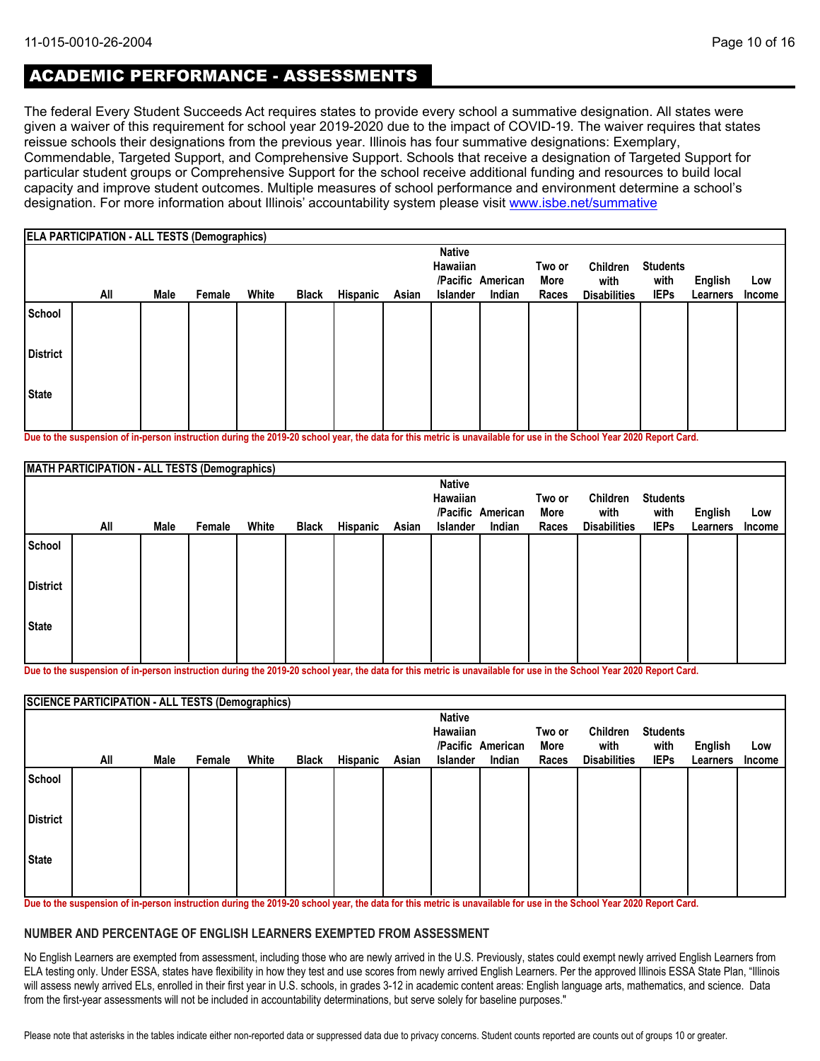## ACADEMIC PERFORMANCE - ASSESSMENTS

The federal Every Student Succeeds Act requires states to provide every school a summative designation. All states were given a waiver of this requirement for school year 2019-2020 due to the impact of COVID-19. The waiver requires that states reissue schools their designations from the previous year. Illinois has four summative designations: Exemplary, Commendable, Targeted Support, and Comprehensive Support. Schools that receive a designation of Targeted Support for particular student groups or Comprehensive Support for the school receive additional funding and resources to build local capacity and improve student outcomes. Multiple measures of school performance and environment determine a school's designation. For more information about Illinois' accountability system please visit [www.isbe.net/summative](http://www.isbe.net/summative)

**ELA PARTICIPATION - ALL TESTS (Demographics)**

| | All | Male | Female | White | Black | Hispanic | Asian | Native Hawaiian /Pacific Islander | American Indian | Two or More Races | Children with Disabilities | Students with IEPs | English Learners | Low Income |
|---|---|---|---|---|---|---|---|---|---|---|---|---|---|---|
| School | | | | | | | | | | | | | | |
| District | | | | | | | | | | | | | | |
| State | | | | | | | | | | | | | | |

Due to the suspension of in-person instruction during the 2019-20 school year, the data for this metric is unavailable for use in the School Year 2020 Report Card.

**MATH PARTICIPATION - ALL TESTS (Demographics)**

| | All | Male | Female | White | Black | Hispanic | Asian | Native Hawaiian /Pacific Islander | American Indian | Two or More Races | Children with Disabilities | Students with IEPs | English Learners | Low Income |
|---|---|---|---|---|---|---|---|---|---|---|---|---|---|---|
| School | | | | | | | | | | | | | | |
| District | | | | | | | | | | | | | | |
| State | | | | | | | | | | | | | | |

Due to the suspension of in-person instruction during the 2019-20 school year, the data for this metric is unavailable for use in the School Year 2020 Report Card.

**SCIENCE PARTICIPATION - ALL TESTS (Demographics)**

| | All | Male | Female | White | Black | Hispanic | Asian | Native Hawaiian /Pacific Islander | American Indian | Two or More Races | Children with Disabilities | Students with IEPs | English Learners | Low Income |
|---|---|---|---|---|---|---|---|---|---|---|---|---|---|---|
| School | | | | | | | | | | | | | | |
| District | | | | | | | | | | | | | | |
| State | | | | | | | | | | | | | | |

Due to the suspension of in-person instruction during the 2019-20 school year, the data for this metric is unavailable for use in the School Year 2020 Report Card.

### NUMBER AND PERCENTAGE OF ENGLISH LEARNERS EXEMPTED FROM ASSESSMENT

No English Learners are exempted from assessment, including those who are newly arrived in the U.S. Previously, states could exempt newly arrived English Learners from ELA testing only. Under ESSA, states have flexibility in how they test and use scores from newly arrived English Learners. Per the approved Illinois ESSA State Plan, "Illinois will assess newly arrived ELs, enrolled in their first year in U.S. schools, in grades 3-12 in academic content areas: English language arts, mathematics, and science. Data from the first-year assessments will not be included in accountability determinations, but serve solely for baseline purposes."

Please note that asterisks in the tables indicate either non-reported data or suppressed data due to privacy concerns. Student counts reported are counts out of groups 10 or greater.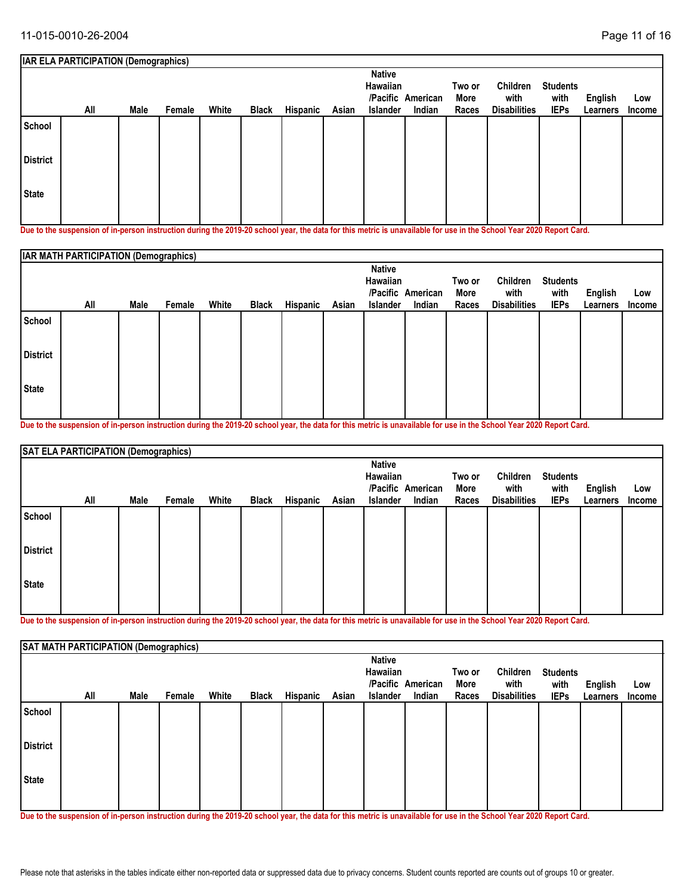## IAR ELA PARTICIPATION (Demographics)

| | All | Male | Female | White | Black | Hispanic | Asian | Native Hawaiian /Pacific Islander | American Indian | Two or More Races | Children with Disabilities | Students with IEPs | English Learners | Low Income |
|---|---|---|---|---|---|---|---|---|---|---|---|---|---|---|
| School | | | | | | | | | | | | | | |
| District | | | | | | | | | | | | | | |
| State | | | | | | | | | | | | | | |

**Due to the suspension of in-person instruction during the 2019-20 school year, the data for this metric is unavailable for use in the School Year 2020 Report Card.**

## IAR MATH PARTICIPATION (Demographics)

| | All | Male | Female | White | Black | Hispanic | Asian | Native Hawaiian /Pacific Islander | American Indian | Two or More Races | Children with Disabilities | Students with IEPs | English Learners | Low Income |
|---|---|---|---|---|---|---|---|---|---|---|---|---|---|---|
| School | | | | | | | | | | | | | | |
| District | | | | | | | | | | | | | | |
| State | | | | | | | | | | | | | | |

**Due to the suspension of in-person instruction during the 2019-20 school year, the data for this metric is unavailable for use in the School Year 2020 Report Card.**

## SAT ELA PARTICIPATION (Demographics)

| | All | Male | Female | White | Black | Hispanic | Asian | Native Hawaiian /Pacific Islander | American Indian | Two or More Races | Children with Disabilities | Students with IEPs | English Learners | Low Income |
|---|---|---|---|---|---|---|---|---|---|---|---|---|---|---|
| School | | | | | | | | | | | | | | |
| District | | | | | | | | | | | | | | |
| State | | | | | | | | | | | | | | |

**Due to the suspension of in-person instruction during the 2019-20 school year, the data for this metric is unavailable for use in the School Year 2020 Report Card.**

## SAT MATH PARTICIPATION (Demographics)

| | All | Male | Female | White | Black | Hispanic | Asian | Native Hawaiian /Pacific Islander | American Indian | Two or More Races | Children with Disabilities | Students with IEPs | English Learners | Low Income |
|---|---|---|---|---|---|---|---|---|---|---|---|---|---|---|
| School | | | | | | | | | | | | | | |
| District | | | | | | | | | | | | | | |
| State | | | | | | | | | | | | | | |

**Due to the suspension of in-person instruction during the 2019-20 school year, the data for this metric is unavailable for use in the School Year 2020 Report Card.**

Please note that asterisks in the tables indicate either non-reported data or suppressed data due to privacy concerns. Student counts reported are counts out of groups 10 or greater.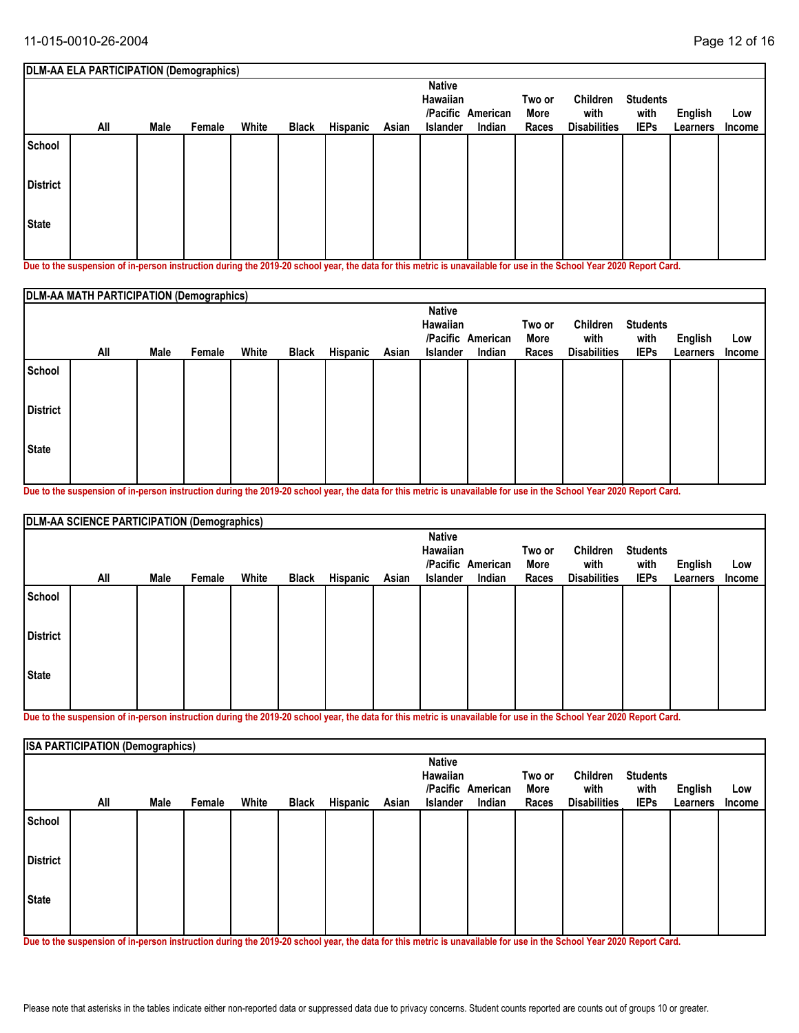| DLM-AA ELA PARTICIPATION (Demographics) | | | | | | | | | | | | | | |
|---|---|---|---|---|---|---|---|---|---|---|---|---|---|---|
| | All | Male | Female | White | Black | Hispanic | Asian | Native Hawaiian /Pacific Islander | American Indian | Two or More Races | Children with Disabilities | Students with IEPs | English Learners | Low Income |
| School | | | | | | | | | | | | | | |
| District | | | | | | | | | | | | | | |
| State | | | | | | | | | | | | | | |

**Due to the suspension of in-person instruction during the 2019-20 school year, the data for this metric is unavailable for use in the School Year 2020 Report Card.**

| DLM-AA MATH PARTICIPATION (Demographics) | | | | | | | | | | | | | | |
|---|---|---|---|---|---|---|---|---|---|---|---|---|---|---|
| | All | Male | Female | White | Black | Hispanic | Asian | Native Hawaiian /Pacific Islander | American Indian | Two or More Races | Children with Disabilities | Students with IEPs | English Learners | Low Income |
| School | | | | | | | | | | | | | | |
| District | | | | | | | | | | | | | | |
| State | | | | | | | | | | | | | | |

**Due to the suspension of in-person instruction during the 2019-20 school year, the data for this metric is unavailable for use in the School Year 2020 Report Card.**

| DLM-AA SCIENCE PARTICIPATION (Demographics) | | | | | | | | | | | | | | |
|---|---|---|---|---|---|---|---|---|---|---|---|---|---|---|
| | All | Male | Female | White | Black | Hispanic | Asian | Native Hawaiian /Pacific Islander | American Indian | Two or More Races | Children with Disabilities | Students with IEPs | English Learners | Low Income |
| School | | | | | | | | | | | | | | |
| District | | | | | | | | | | | | | | |
| State | | | | | | | | | | | | | | |

**Due to the suspension of in-person instruction during the 2019-20 school year, the data for this metric is unavailable for use in the School Year 2020 Report Card.**

| ISA PARTICIPATION (Demographics) | | | | | | | | | | | | | | |
|---|---|---|---|---|---|---|---|---|---|---|---|---|---|---|
| | All | Male | Female | White | Black | Hispanic | Asian | Native Hawaiian /Pacific Islander | American Indian | Two or More Races | Children with Disabilities | Students with IEPs | English Learners | Low Income |
| School | | | | | | | | | | | | | | |
| District | | | | | | | | | | | | | | |
| State | | | | | | | | | | | | | | |

**Due to the suspension of in-person instruction during the 2019-20 school year, the data for this metric is unavailable for use in the School Year 2020 Report Card.**

Please note that asterisks in the tables indicate either non-reported data or suppressed data due to privacy concerns. Student counts reported are counts out of groups 10 or greater.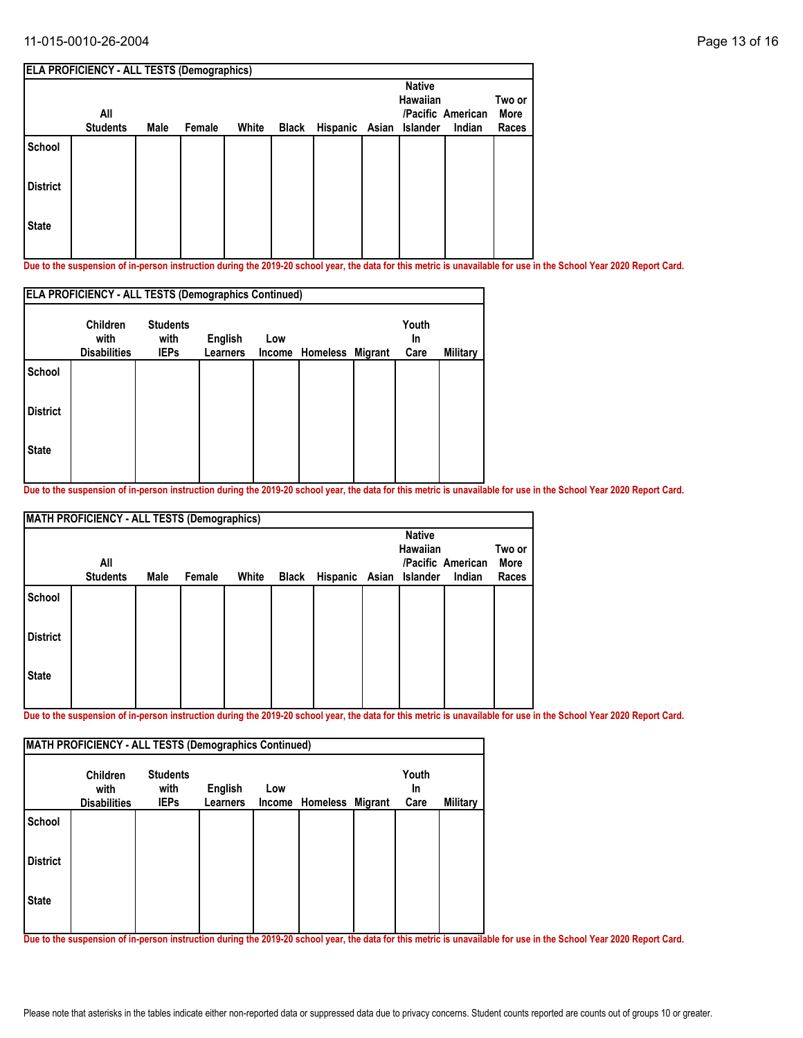| ELA PROFICIENCY - ALL TESTS (Demographics) | | | | | | | | | | |
|---|---|---|---|---|---|---|---|---|---|---|
| | All Students | Male | Female | White | Black | Hispanic | Asian | Native Hawaiian /Pacific Islander | American Indian | Two or More Races |
| School | | | | | | | | | | |
| District | | | | | | | | | | |
| State | | | | | | | | | | |

**Due to the suspension of in-person instruction during the 2019-20 school year, the data for this metric is unavailable for use in the School Year 2020 Report Card.**

| ELA PROFICIENCY - ALL TESTS (Demographics Continued) | | | | | | | | |
|---|---|---|---|---|---|---|---|---|
| | Children with Disabilities | Students with IEPs | English Learners | Low Income | Homeless | Migrant | Youth In Care | Military |
| School | | | | | | | | |
| District | | | | | | | | |
| State | | | | | | | | |

**Due to the suspension of in-person instruction during the 2019-20 school year, the data for this metric is unavailable for use in the School Year 2020 Report Card.**

| MATH PROFICIENCY - ALL TESTS (Demographics) | | | | | | | | | | |
|---|---|---|---|---|---|---|---|---|---|---|
| | All Students | Male | Female | White | Black | Hispanic | Asian | Native Hawaiian /Pacific Islander | American Indian | Two or More Races |
| School | | | | | | | | | | |
| District | | | | | | | | | | |
| State | | | | | | | | | | |

**Due to the suspension of in-person instruction during the 2019-20 school year, the data for this metric is unavailable for use in the School Year 2020 Report Card.**

| MATH PROFICIENCY - ALL TESTS (Demographics Continued) | | | | | | | | |
|---|---|---|---|---|---|---|---|---|
| | Children with Disabilities | Students with IEPs | English Learners | Low Income | Homeless | Migrant | Youth In Care | Military |
| School | | | | | | | | |
| District | | | | | | | | |
| State | | | | | | | | |

**Due to the suspension of in-person instruction during the 2019-20 school year, the data for this metric is unavailable for use in the School Year 2020 Report Card.**

Please note that asterisks in the tables indicate either non-reported data or suppressed data due to privacy concerns. Student counts reported are counts out of groups 10 or greater.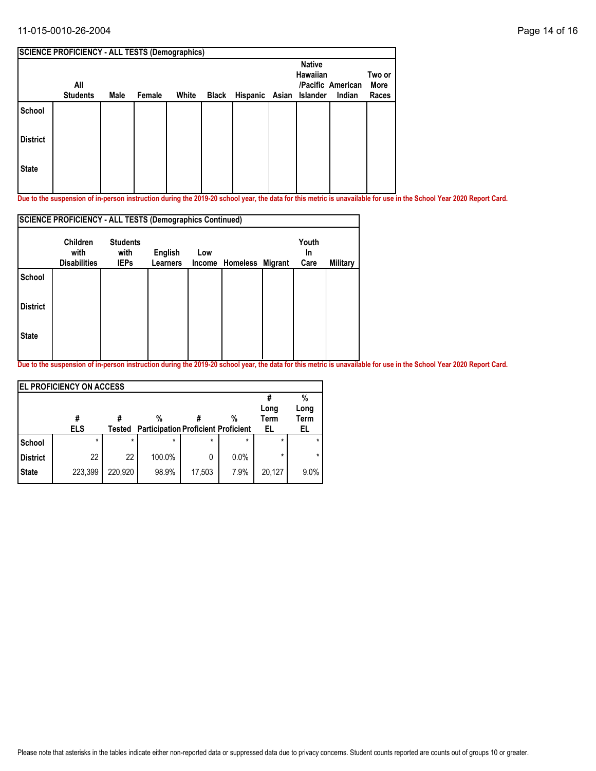| SCIENCE PROFICIENCY - ALL TESTS (Demographics) | | | | | | | | | | |
|---|---|---|---|---|---|---|---|---|---|---|
| | All Students | Male | Female | White | Black | Hispanic | Asian | Native Hawaiian /Pacific Islander | American Indian | Two or More Races |
| School | | | | | | | | | | |
| District | | | | | | | | | | |
| State | | | | | | | | | | |

**Due to the suspension of in-person instruction during the 2019-20 school year, the data for this metric is unavailable for use in the School Year 2020 Report Card.**

| SCIENCE PROFICIENCY - ALL TESTS (Demographics Continued) | | | | | | | | |
|---|---|---|---|---|---|---|---|---|
| | Children with Disabilities | Students with IEPs | English Learners | Low Income | Homeless | Migrant | Youth In Care | Military |
| School | | | | | | | | |
| District | | | | | | | | |
| State | | | | | | | | |

**Due to the suspension of in-person instruction during the 2019-20 school year, the data for this metric is unavailable for use in the School Year 2020 Report Card.**

| EL PROFICIENCY ON ACCESS | | | | | | | |
|---|---|---|---|---|---|---|---|
| | # ELS | # Tested | % Participation | # Proficient | % Proficient | # Long Term EL | % Long Term EL |
| School | * | * | * | * | * | * | * |
| District | 22 | 22 | 100.0% | 0 | 0.0% | * | * |
| State | 223,399 | 220,920 | 98.9% | 17,503 | 7.9% | 20,127 | 9.0% |

Please note that asterisks in the tables indicate either non-reported data or suppressed data due to privacy concerns. Student counts reported are counts out of groups 10 or greater.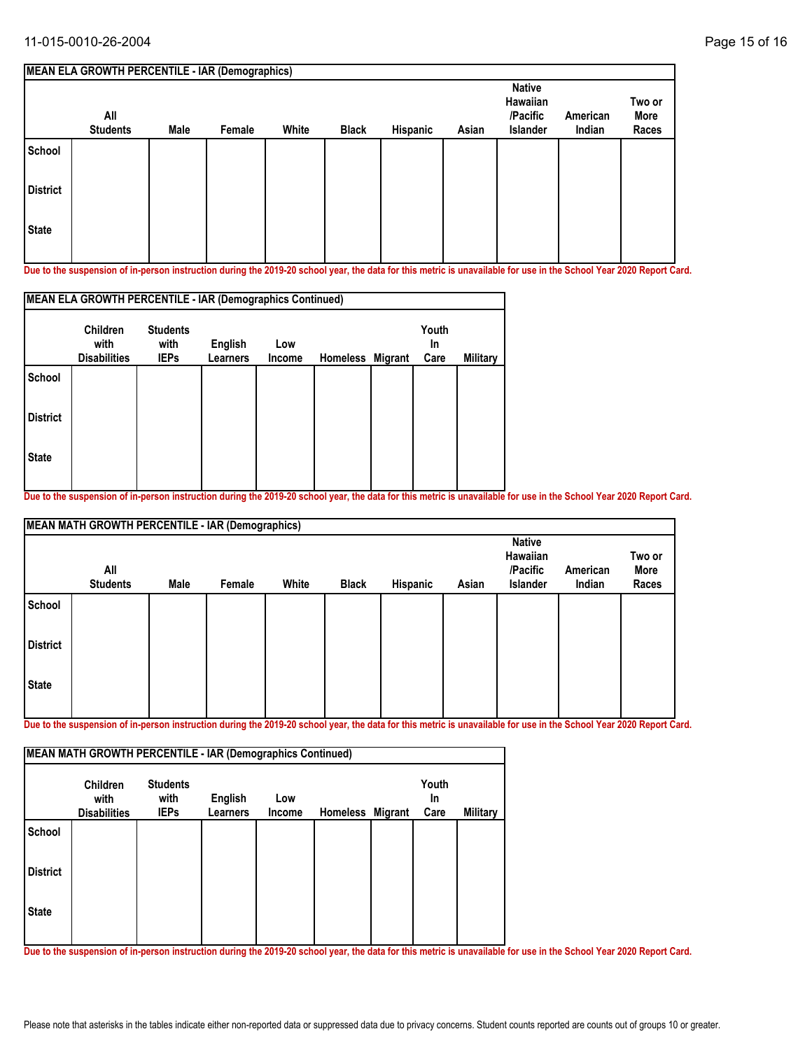| MEAN ELA GROWTH PERCENTILE - IAR (Demographics) | | | | | | | | | | |
|---|---|---|---|---|---|---|---|---|---|---|
| | All Students | Male | Female | White | Black | Hispanic | Asian | Native Hawaiian /Pacific Islander | American Indian | Two or More Races |
| School | | | | | | | | | | |
| District | | | | | | | | | | |
| State | | | | | | | | | | |

Due to the suspension of in-person instruction during the 2019-20 school year, the data for this metric is unavailable for use in the School Year 2020 Report Card.

| MEAN ELA GROWTH PERCENTILE - IAR (Demographics Continued) | | | | | | | | |
|---|---|---|---|---|---|---|---|---|
| | Children with Disabilities | Students with IEPs | English Learners | Low Income | Homeless | Migrant | Youth In Care | Military |
| School | | | | | | | | |
| District | | | | | | | | |
| State | | | | | | | | |

Due to the suspension of in-person instruction during the 2019-20 school year, the data for this metric is unavailable for use in the School Year 2020 Report Card.

| MEAN MATH GROWTH PERCENTILE - IAR (Demographics) | | | | | | | | | | |
|---|---|---|---|---|---|---|---|---|---|---|
| | All Students | Male | Female | White | Black | Hispanic | Asian | Native Hawaiian /Pacific Islander | American Indian | Two or More Races |
| School | | | | | | | | | | |
| District | | | | | | | | | | |
| State | | | | | | | | | | |

Due to the suspension of in-person instruction during the 2019-20 school year, the data for this metric is unavailable for use in the School Year 2020 Report Card.

| MEAN MATH GROWTH PERCENTILE - IAR (Demographics Continued) | | | | | | | | |
|---|---|---|---|---|---|---|---|---|
| | Children with Disabilities | Students with IEPs | English Learners | Low Income | Homeless | Migrant | Youth In Care | Military |
| School | | | | | | | | |
| District | | | | | | | | |
| State | | | | | | | | |

Due to the suspension of in-person instruction during the 2019-20 school year, the data for this metric is unavailable for use in the School Year 2020 Report Card.

Please note that asterisks in the tables indicate either non-reported data or suppressed data due to privacy concerns. Student counts reported are counts out of groups 10 or greater.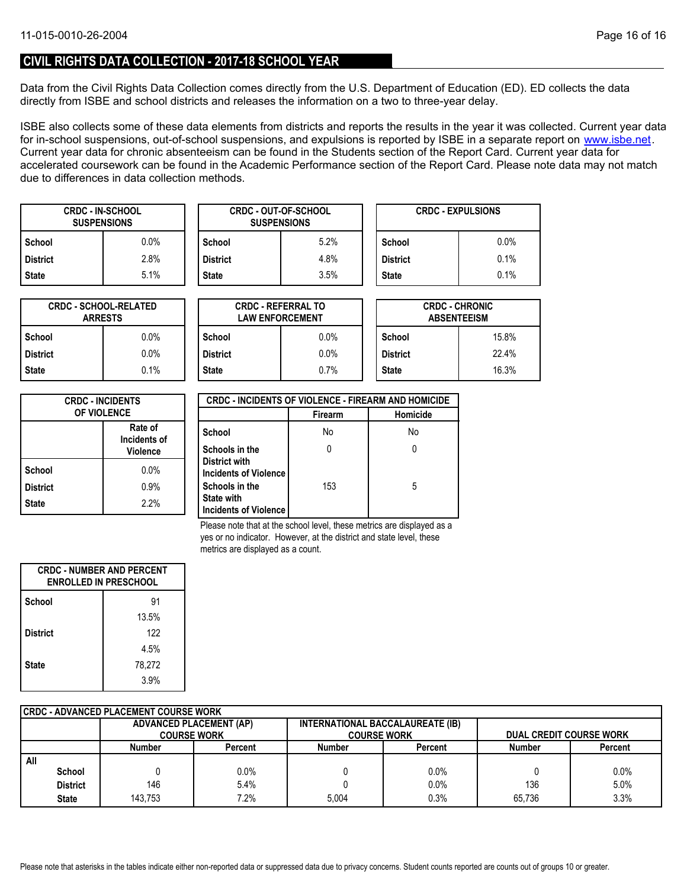## CIVIL RIGHTS DATA COLLECTION - 2017-18 SCHOOL YEAR

Data from the Civil Rights Data Collection comes directly from the U.S. Department of Education (ED). ED collects the data directly from ISBE and school districts and releases the information on a two to three-year delay.

ISBE also collects some of these data elements from districts and reports the results in the year it was collected. Current year data for in-school suspensions, out-of-school suspensions, and expulsions is reported by ISBE in a separate report on www.isbe.net. Current year data for chronic absenteeism can be found in the Students section of the Report Card. Current year data for accelerated coursework can be found in the Academic Performance section of the Report Card. Please note data may not match due to differences in data collection methods.

| CRDC - IN-SCHOOL SUSPENSIONS | |
|---|---|
| School | 0.0% |
| District | 2.8% |
| State | 5.1% |

| CRDC - OUT-OF-SCHOOL SUSPENSIONS | |
|---|---|
| School | 5.2% |
| District | 4.8% |
| State | 3.5% |

| CRDC - EXPULSIONS | |
|---|---|
| School | 0.0% |
| District | 0.1% |
| State | 0.1% |

| CRDC - SCHOOL-RELATED ARRESTS | |
|---|---|
| School | 0.0% |
| District | 0.0% |
| State | 0.1% |

| CRDC - REFERRAL TO LAW ENFORCEMENT | |
|---|---|
| School | 0.0% |
| District | 0.0% |
| State | 0.7% |

| CRDC - CHRONIC ABSENTEEISM | |
|---|---|
| School | 15.8% |
| District | 22.4% |
| State | 16.3% |

| CRDC - INCIDENTS OF VIOLENCE | Rate of Incidents of Violence |
|---|---|
| School | 0.0% |
| District | 0.9% |
| State | 2.2% |

| CRDC - INCIDENTS OF VIOLENCE - FIREARM AND HOMICIDE | Firearm | Homicide |
|---|---|---|
| School | No | No |
| Schools in the District with Incidents of Violence | 0 | 0 |
| Schools in the State with Incidents of Violence | 153 | 5 |

Please note that at the school level, these metrics are displayed as a yes or no indicator. However, at the district and state level, these metrics are displayed as a count.

| CRDC - NUMBER AND PERCENT ENROLLED IN PRESCHOOL | |
|---|---|
| School | 91 |
| | 13.5% |
| District | 122 |
| | 4.5% |
| State | 78,272 |
| | 3.9% |

| CRDC - ADVANCED PLACEMENT COURSE WORK | | ADVANCED PLACEMENT (AP) COURSE WORK | | INTERNATIONAL BACCALAUREATE (IB) COURSE WORK | | DUAL CREDIT COURSE WORK | |
|---|---|---|---|---|---|---|---|
| | | Number | Percent | Number | Percent | Number | Percent |
| All | School | 0 | 0.0% | 0 | 0.0% | 0 | 0.0% |
| | District | 146 | 5.4% | 0 | 0.0% | 136 | 5.0% |
| | State | 143,753 | 7.2% | 5,004 | 0.3% | 65,736 | 3.3% |

Please note that asterisks in the tables indicate either non-reported data or suppressed data due to privacy concerns. Student counts reported are counts out of groups 10 or greater.